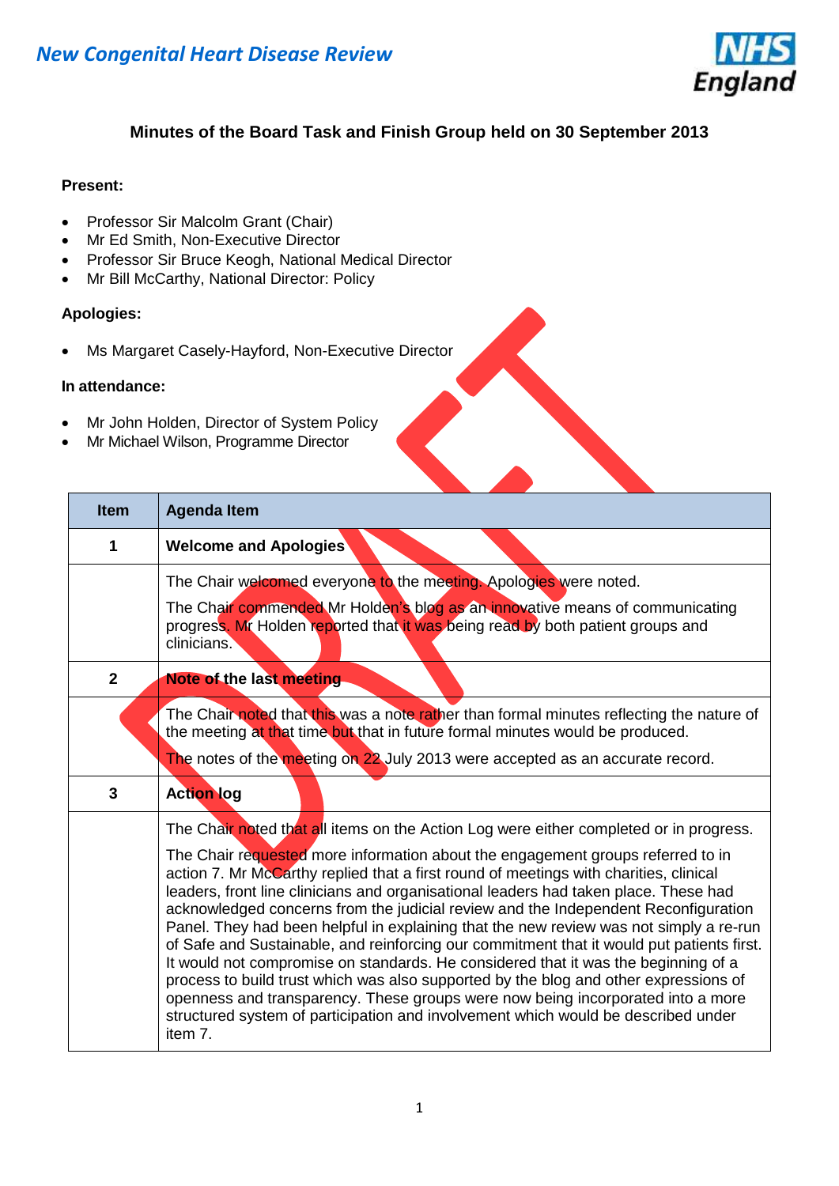*New Congenital Heart Disease Review*

**Minutes of the Board Task and Finish Group held on 30 September 2013**

**Present:**

- Professor Sir Malcolm Grant (Chair)
- Mr Ed Smith, Non-Executive Director
- Professor Sir Bruce Keogh, National Medical Director
- Mr Bill McCarthy, National Director: Policy

**Apologies:**

- Ms Margaret Casely-Hayford, Non-Executive Director

**In attendance:**

- Mr John Holden, Director of System Policy
- Mr Michael Wilson, Programme Director

| Item | Agenda Item |
|---|---|
| 1 | **Welcome and Apologies** |
| | The Chair welcomed everyone to the meeting. Apologies were noted.<br>The Chair commended Mr Holden's blog as an innovative means of communicating progress. Mr Holden reported that it was being read by both patient groups and clinicians. |
| 2 | **Note of the last meeting** |
| | The Chair noted that this was a note rather than formal minutes reflecting the nature of the meeting at that time but that in future formal minutes would be produced.<br>The notes of the meeting on 22 July 2013 were accepted as an accurate record. |
| 3 | **Action log** |
| | The Chair noted that all items on the Action Log were either completed or in progress.<br>The Chair requested more information about the engagement groups referred to in action 7. Mr McCarthy replied that a first round of meetings with charities, clinical leaders, front line clinicians and organisational leaders had taken place. These had acknowledged concerns from the judicial review and the Independent Reconfiguration Panel. They had been helpful in explaining that the new review was not simply a re-run of Safe and Sustainable, and reinforcing our commitment that it would put patients first. It would not compromise on standards. He considered that it was the beginning of a process to build trust which was also supported by the blog and other expressions of openness and transparency. These groups were now being incorporated into a more structured system of participation and involvement which would be described under item 7. |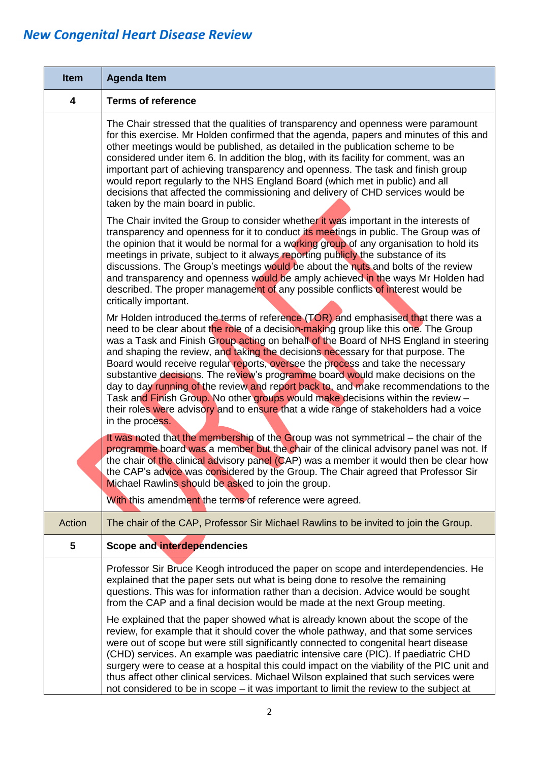## *New Congenital Heart Disease Review*

| Item | Agenda Item |
|---|---|
| **4** | **Terms of reference** |
| | The Chair stressed that the qualities of transparency and openness were paramount for this exercise. Mr Holden confirmed that the agenda, papers and minutes of this and other meetings would be published, as detailed in the publication scheme to be considered under item 6. In addition the blog, with its facility for comment, was an important part of achieving transparency and openness. The task and finish group would report regularly to the NHS England Board (which met in public) and all decisions that affected the commissioning and delivery of CHD services would be taken by the main board in public.<br><br>The Chair invited the Group to consider whether it was important in the interests of transparency and openness for it to conduct its meetings in public. The Group was of the opinion that it would be normal for a working group of any organisation to hold its meetings in private, subject to it always reporting publicly the substance of its discussions. The Group's meetings would be about the nuts and bolts of the review and transparency and openness would be amply achieved in the ways Mr Holden had described. The proper management of any possible conflicts of interest would be critically important.<br><br>Mr Holden introduced the terms of reference (TOR) and emphasised that there was a need to be clear about the role of a decision-making group like this one. The Group was a Task and Finish Group acting on behalf of the Board of NHS England in steering and shaping the review, and taking the decisions necessary for that purpose. The Board would receive regular reports, oversee the process and take the necessary substantive decisions. The review's programme board would make decisions on the day to day running of the review and report back to, and make recommendations to the Task and Finish Group. No other groups would make decisions within the review – their roles were advisory and to ensure that a wide range of stakeholders had a voice in the process.<br><br>It was noted that the membership of the Group was not symmetrical – the chair of the programme board was a member but the chair of the clinical advisory panel was not. If the chair of the clinical advisory panel (CAP) was a member it would then be clear how the CAP's advice was considered by the Group. The Chair agreed that Professor Sir Michael Rawlins should be asked to join the group.<br><br>With this amendment the terms of reference were agreed. |
| Action | The chair of the CAP, Professor Sir Michael Rawlins to be invited to join the Group. |
| **5** | **Scope and interdependencies** |
| | Professor Sir Bruce Keogh introduced the paper on scope and interdependencies. He explained that the paper sets out what is being done to resolve the remaining questions. This was for information rather than a decision. Advice would be sought from the CAP and a final decision would be made at the next Group meeting.<br><br>He explained that the paper showed what is already known about the scope of the review, for example that it should cover the whole pathway, and that some services were out of scope but were still significantly connected to congenital heart disease (CHD) services. An example was paediatric intensive care (PIC). If paediatric CHD surgery were to cease at a hospital this could impact on the viability of the PIC unit and thus affect other clinical services. Michael Wilson explained that such services were not considered to be in scope – it was important to limit the review to the subject at |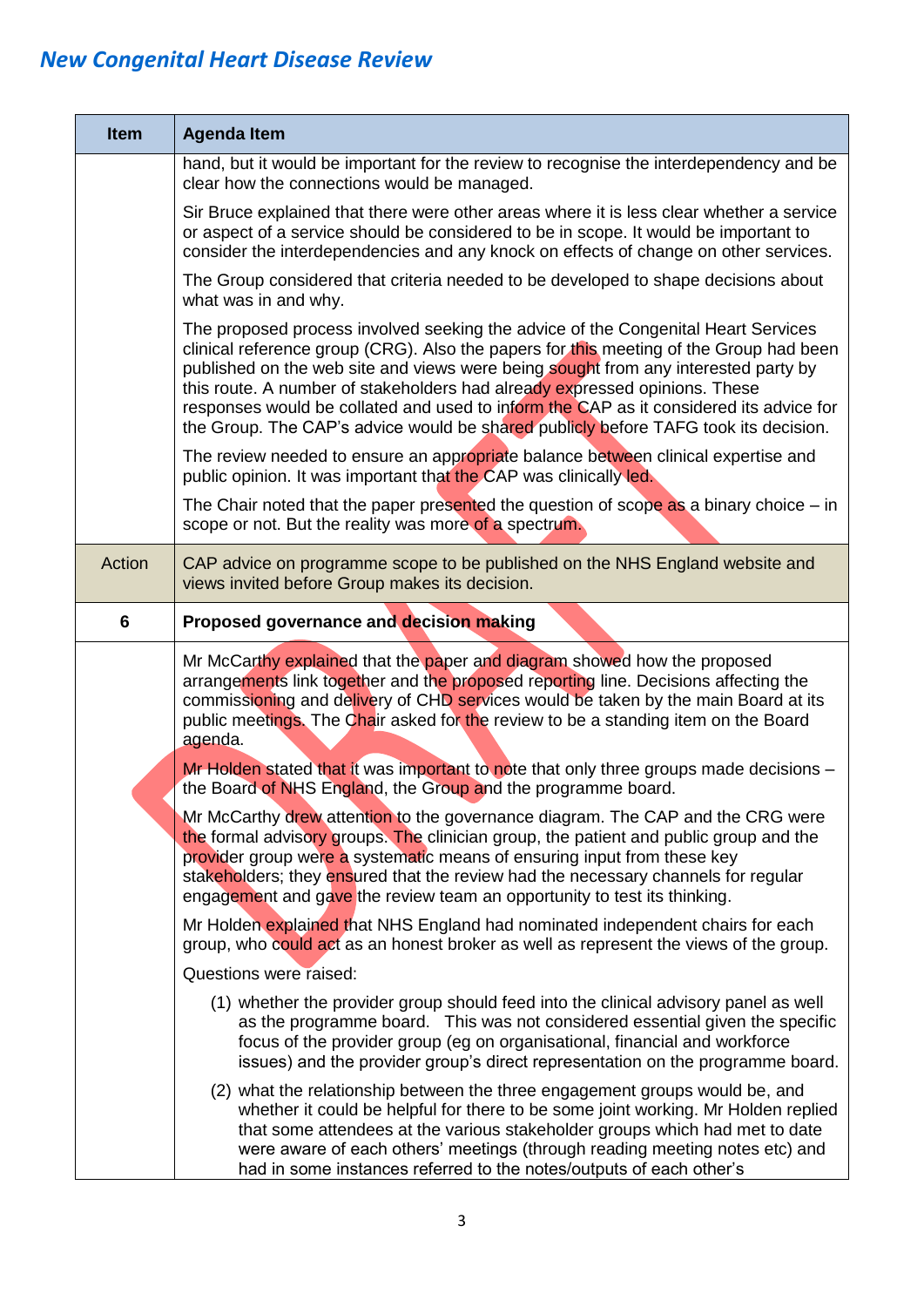| Item | Agenda Item |
|---|---|
| | hand, but it would be important for the review to recognise the interdependency and be clear how the connections would be managed.<br><br>Sir Bruce explained that there were other areas where it is less clear whether a service or aspect of a service should be considered to be in scope. It would be important to consider the interdependencies and any knock on effects of change on other services.<br><br>The Group considered that criteria needed to be developed to shape decisions about what was in and why.<br><br>The proposed process involved seeking the advice of the Congenital Heart Services clinical reference group (CRG). Also the papers for this meeting of the Group had been published on the web site and views were being sought from any interested party by this route. A number of stakeholders had already expressed opinions. These responses would be collated and used to inform the CAP as it considered its advice for the Group. The CAP's advice would be shared publicly before TAFG took its decision.<br><br>The review needed to ensure an appropriate balance between clinical expertise and public opinion. It was important that the CAP was clinically led.<br><br>The Chair noted that the paper presented the question of scope as a binary choice – in scope or not. But the reality was more of a spectrum. |
| Action | CAP advice on programme scope to be published on the NHS England website and views invited before Group makes its decision. |
| **6** | **Proposed governance and decision making** |
| | Mr McCarthy explained that the paper and diagram showed how the proposed arrangements link together and the proposed reporting line. Decisions affecting the commissioning and delivery of CHD services would be taken by the main Board at its public meetings. The Chair asked for the review to be a standing item on the Board agenda.<br><br>Mr Holden stated that it was important to note that only three groups made decisions – the Board of NHS England, the Group and the programme board.<br><br>Mr McCarthy drew attention to the governance diagram. The CAP and the CRG were the formal advisory groups. The clinician group, the patient and public group and the provider group were a systematic means of ensuring input from these key stakeholders; they ensured that the review had the necessary channels for regular engagement and gave the review team an opportunity to test its thinking.<br><br>Mr Holden explained that NHS England had nominated independent chairs for each group, who could act as an honest broker as well as represent the views of the group.<br><br>Questions were raised:<br><br>(1) whether the provider group should feed into the clinical advisory panel as well as the programme board. This was not considered essential given the specific focus of the provider group (eg on organisational, financial and workforce issues) and the provider group's direct representation on the programme board.<br><br>(2) what the relationship between the three engagement groups would be, and whether it could be helpful for there to be some joint working. Mr Holden replied that some attendees at the various stakeholder groups which had met to date were aware of each others' meetings (through reading meeting notes etc) and had in some instances referred to the notes/outputs of each other's |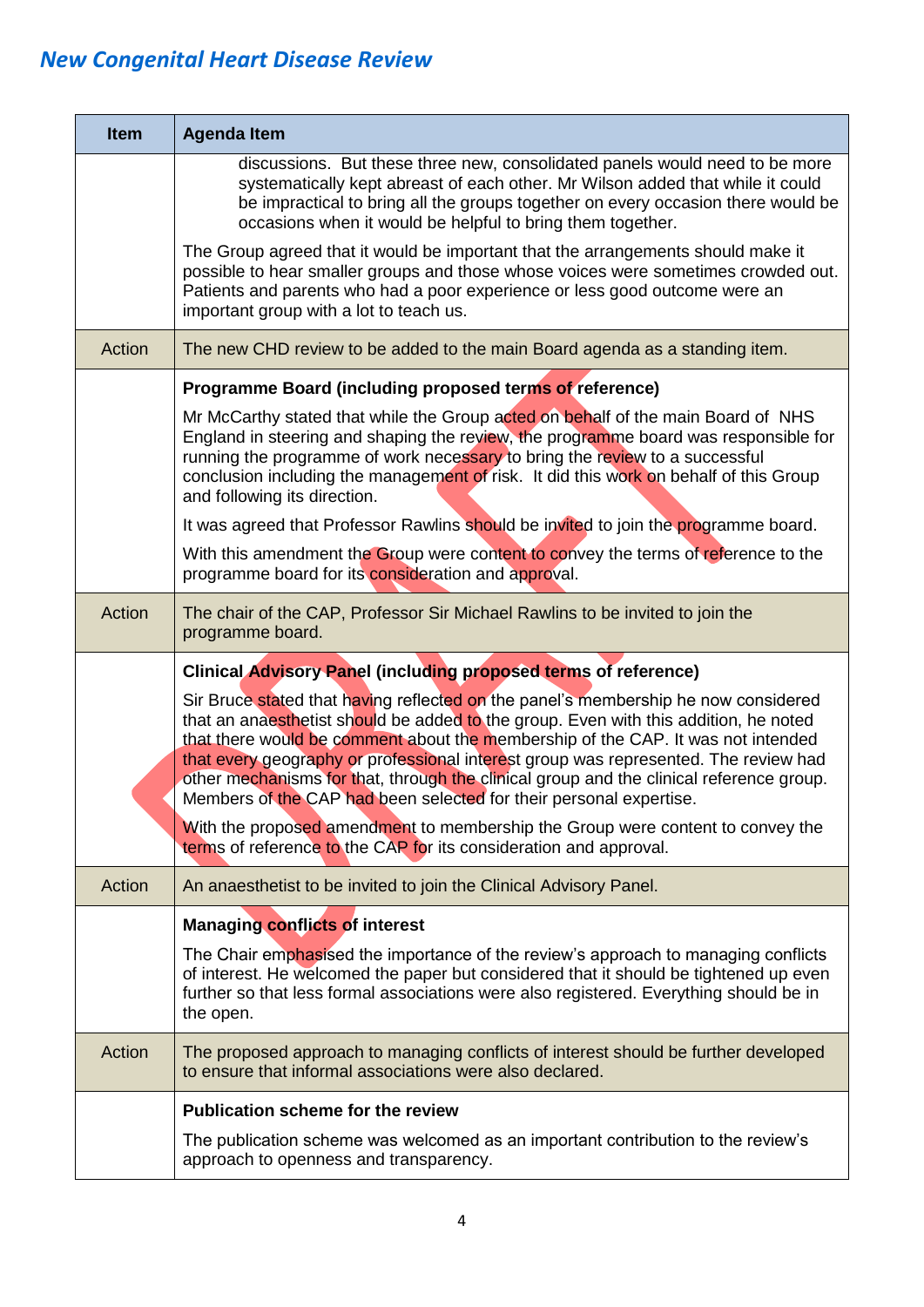| Item | Agenda Item |
|---|---|
| | discussions. But these three new, consolidated panels would need to be more systematically kept abreast of each other. Mr Wilson added that while it could be impractical to bring all the groups together on every occasion there would be occasions when it would be helpful to bring them together. The Group agreed that it would be important that the arrangements should make it possible to hear smaller groups and those whose voices were sometimes crowded out. Patients and parents who had a poor experience or less good outcome were an important group with a lot to teach us. |
| Action | The new CHD review to be added to the main Board agenda as a standing item. |
| | **Programme Board (including proposed terms of reference)** Mr McCarthy stated that while the Group acted on behalf of the main Board of NHS England in steering and shaping the review, the programme board was responsible for running the programme of work necessary to bring the review to a successful conclusion including the management of risk. It did this work on behalf of this Group and following its direction. It was agreed that Professor Rawlins should be invited to join the programme board. With this amendment the Group were content to convey the terms of reference to the programme board for its consideration and approval. |
| Action | The chair of the CAP, Professor Sir Michael Rawlins to be invited to join the programme board. |
| | **Clinical Advisory Panel (including proposed terms of reference)** Sir Bruce stated that having reflected on the panel's membership he now considered that an anaesthetist should be added to the group. Even with this addition, he noted that there would be comment about the membership of the CAP. It was not intended that every geography or professional interest group was represented. The review had other mechanisms for that, through the clinical group and the clinical reference group. Members of the CAP had been selected for their personal expertise. With the proposed amendment to membership the Group were content to convey the terms of reference to the CAP for its consideration and approval. |
| Action | An anaesthetist to be invited to join the Clinical Advisory Panel. |
| | **Managing conflicts of interest** The Chair emphasised the importance of the review's approach to managing conflicts of interest. He welcomed the paper but considered that it should be tightened up even further so that less formal associations were also registered. Everything should be in the open. |
| Action | The proposed approach to managing conflicts of interest should be further developed to ensure that informal associations were also declared. |
| | **Publication scheme for the review** The publication scheme was welcomed as an important contribution to the review's approach to openness and transparency. |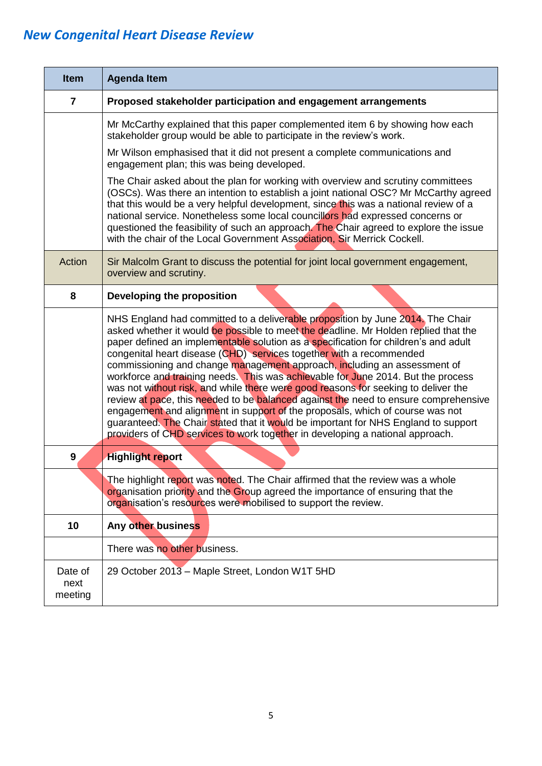*New Congenital Heart Disease Review*

| Item | Agenda Item |
|---|---|
| 7 | **Proposed stakeholder participation and engagement arrangements** |
| | Mr McCarthy explained that this paper complemented item 6 by showing how each stakeholder group would be able to participate in the review's work.<br><br>Mr Wilson emphasised that it did not present a complete communications and engagement plan; this was being developed.<br><br>The Chair asked about the plan for working with overview and scrutiny committees (OSCs). Was there an intention to establish a joint national OSC? Mr McCarthy agreed that this would be a very helpful development, since this was a national review of a national service. Nonetheless some local councillors had expressed concerns or questioned the feasibility of such an approach. The Chair agreed to explore the issue with the chair of the Local Government Association, Sir Merrick Cockell. |
| Action | Sir Malcolm Grant to discuss the potential for joint local government engagement, overview and scrutiny. |
| 8 | **Developing the proposition** |
| | NHS England had committed to a deliverable proposition by June 2014. The Chair asked whether it would be possible to meet the deadline. Mr Holden replied that the paper defined an implementable solution as a specification for children's and adult congenital heart disease (CHD) services together with a recommended commissioning and change management approach, including an assessment of workforce and training needs. This was achievable for June 2014. But the process was not without risk, and while there were good reasons for seeking to deliver the review at pace, this needed to be balanced against the need to ensure comprehensive engagement and alignment in support of the proposals, which of course was not guaranteed. The Chair stated that it would be important for NHS England to support providers of CHD services to work together in developing a national approach. |
| 9 | **Highlight report** |
| | The highlight report was noted. The Chair affirmed that the review was a whole organisation priority and the Group agreed the importance of ensuring that the organisation's resources were mobilised to support the review. |
| 10 | **Any other business** |
| | There was no other business. |
| Date of next meeting | 29 October 2013 – Maple Street, London W1T 5HD |